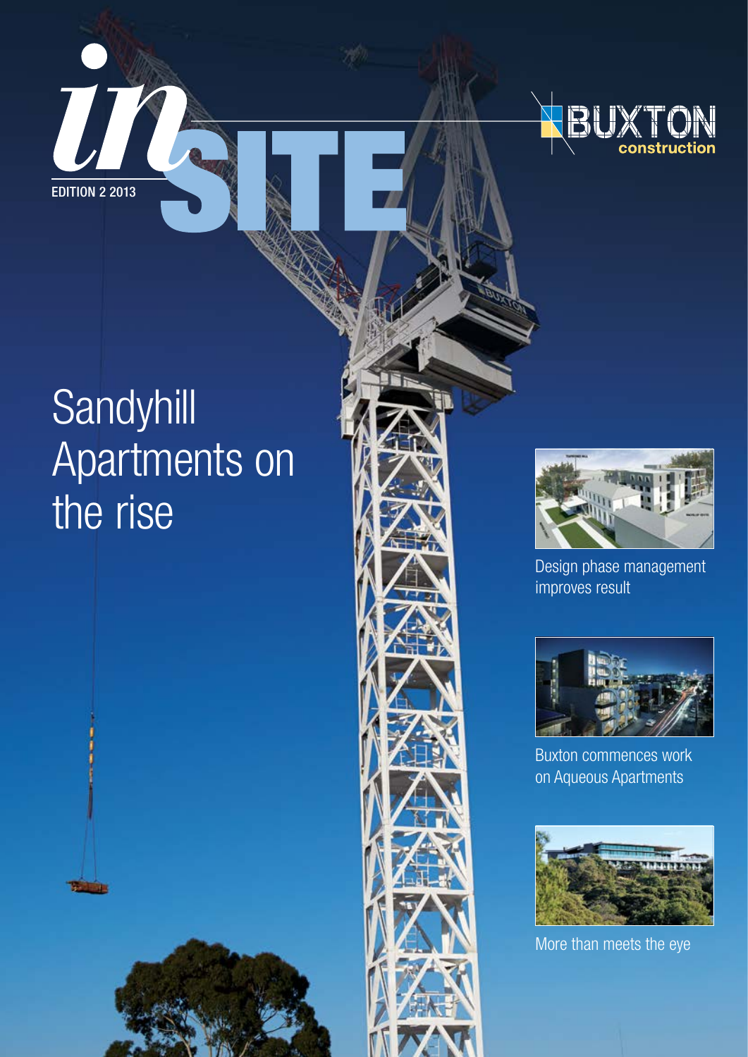# inSITE

EDITION 2 2013

BUXTON construction

## Sandyhill Apartments on the rise

Design phase management improves result

Buxton commences work on Aqueous Apartments

More than meets the eye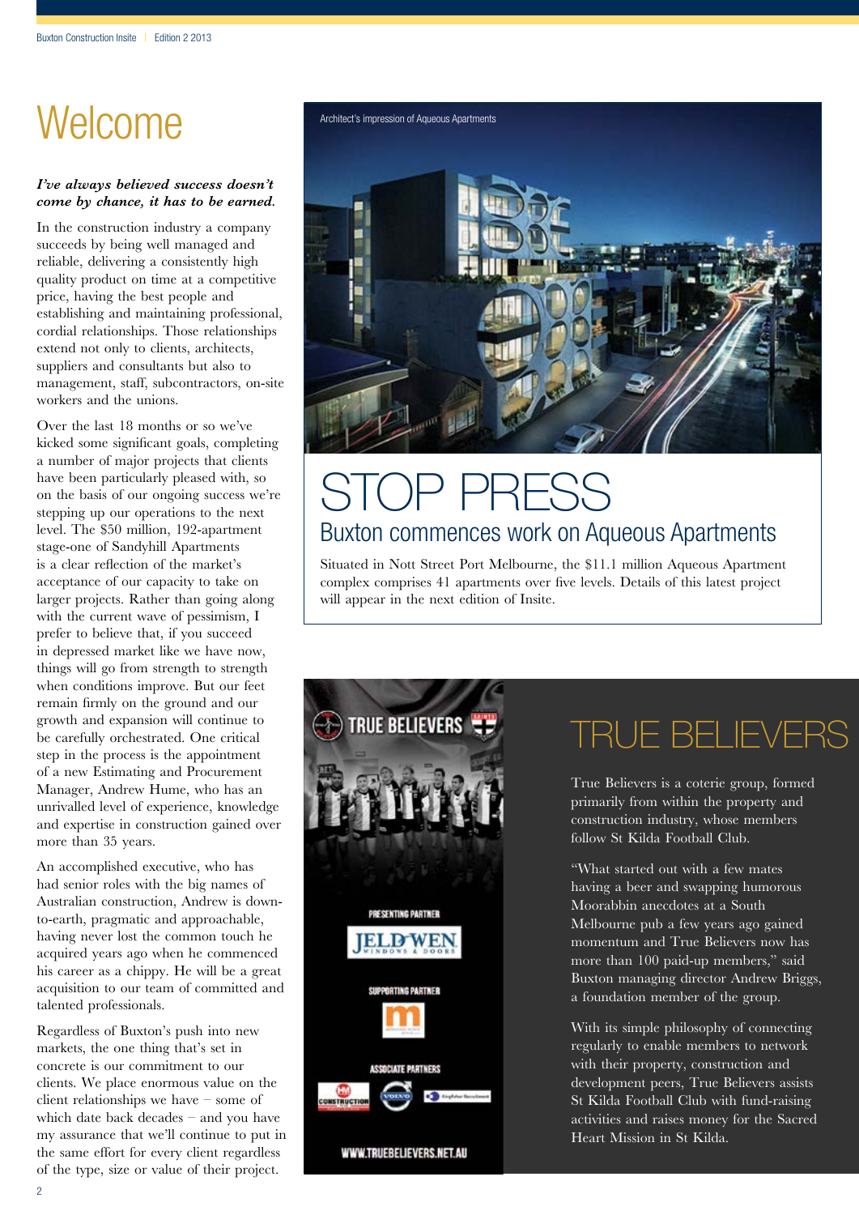// Welcome

*I've always believed success doesn't come by chance, it has to be earned.*

In the construction industry a company succeeds by being well managed and reliable, delivering a consistently high quality product on time at a competitive price, having the best people and establishing and maintaining professional, cordial relationships. Those relationships extend not only to clients, architects, suppliers and consultants but also to management, staff, subcontractors, on-site workers and the unions.

Over the last 18 months or so we've kicked some significant goals, completing a number of major projects that clients have been particularly pleased with, so on the basis of our ongoing success we're stepping up our operations to the next level. The $50 million, 192-apartment stage-one of Sandyhill Apartments is a clear reflection of the market's acceptance of our capacity to take on larger projects. Rather than going along with the current wave of pessimism, I prefer to believe that, if you succeed in depressed market like we have now, things will go from strength to strength when conditions improve. But our feet remain firmly on the ground and our growth and expansion will continue to be carefully orchestrated. One critical step in the process is the appointment of a new Estimating and Procurement Manager, Andrew Hume, who has an unrivalled level of experience, knowledge and expertise in construction gained over more than 35 years.

An accomplished executive, who has had senior roles with the big names of Australian construction, Andrew is down-to-earth, pragmatic and approachable, having never lost the common touch he acquired years ago when he commenced his career as a chippy. He will be a great acquisition to our team of committed and talented professionals.

Regardless of Buxton's push into new markets, the one thing that's set in concrete is our commitment to our clients. We place enormous value on the client relationships we have – some of which date back decades – and you have my assurance that we'll continue to put in the same effort for every client regardless of the type, size or value of their project.

Architect's impression of Aqueous Apartments

# STOP PRESS

## Buxton commences work on Aqueous Apartments

Situated in Nott Street Port Melbourne, the $11.1 million Aqueous Apartment complex comprises 41 apartments over five levels. Details of this latest project will appear in the next edition of Insite.

TRUE BELIEVERS

PRESENTING PARTNER

JELD-WEN WINDOWS & DOORS

SUPPORTING PARTNER

ASSOCIATE PARTNERS

WWW.TRUEBELIEVERS.NET.AU

# TRUE BELIEVERS

True Believers is a coterie group, formed primarily from within the property and construction industry, whose members follow St Kilda Football Club.

"What started out with a few mates having a beer and swapping humorous Moorabbin anecdotes at a South Melbourne pub a few years ago gained momentum and True Believers now has more than 100 paid-up members," said Buxton managing director Andrew Briggs, a foundation member of the group.

With its simple philosophy of connecting regularly to enable members to network with their property, construction and development peers, True Believers assists St Kilda Football Club with fund-raising activities and raises money for the Sacred Heart Mission in St Kilda.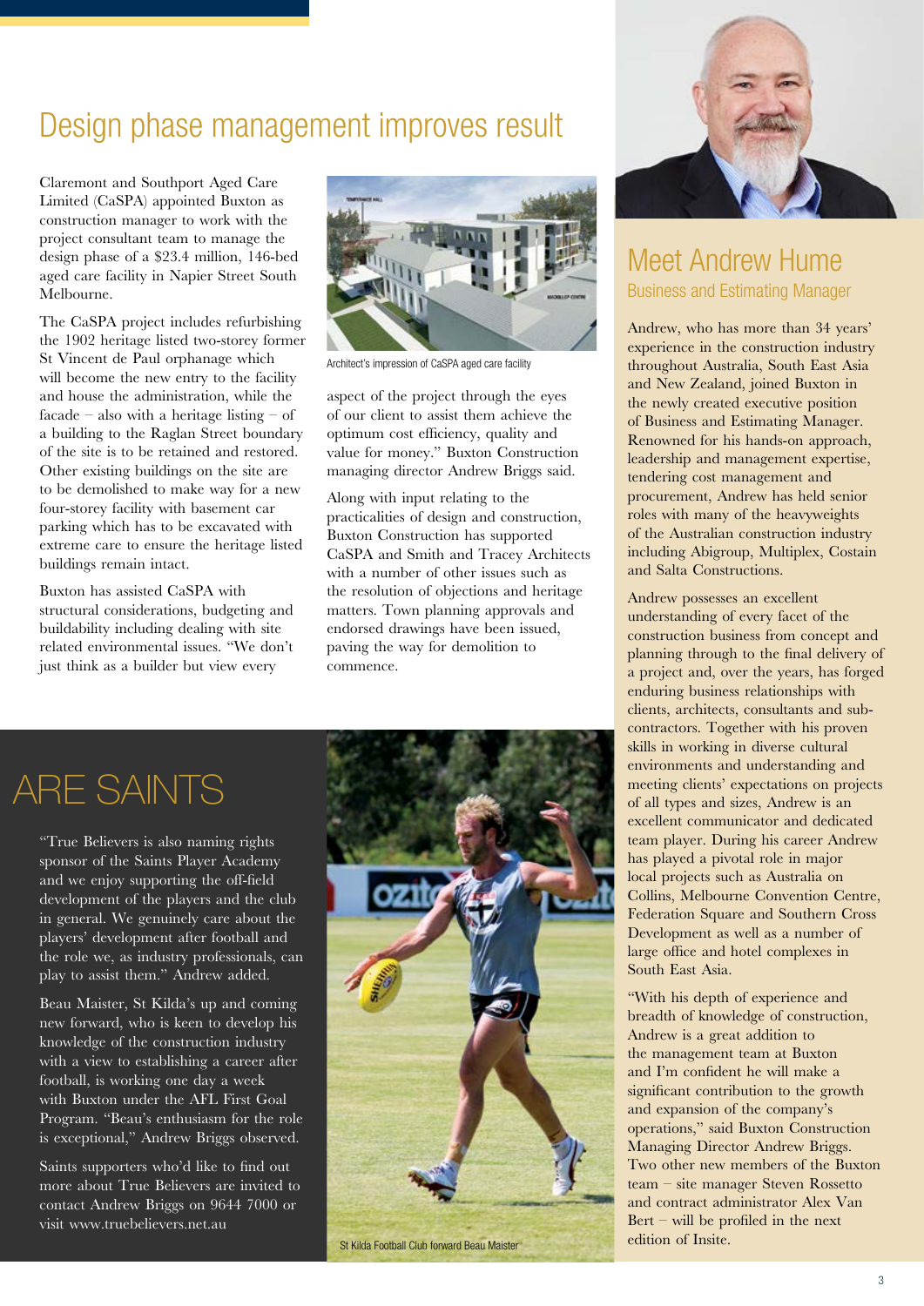# Design phase management improves result

Claremont and Southport Aged Care Limited (CaSPA) appointed Buxton as construction manager to work with the project consultant team to manage the design phase of a $23.4 million, 146-bed aged care facility in Napier Street South Melbourne.

The CaSPA project includes refurbishing the 1902 heritage listed two-storey former St Vincent de Paul orphanage which will become the new entry to the facility and house the administration, while the facade – also with a heritage listing – of a building to the Raglan Street boundary of the site is to be retained and restored. Other existing buildings on the site are to be demolished to make way for a new four-storey facility with basement car parking which has to be excavated with extreme care to ensure the heritage listed buildings remain intact.

Buxton has assisted CaSPA with structural considerations, budgeting and buildability including dealing with site related environmental issues. "We don't just think as a builder but view every aspect of the project through the eyes of our client to assist them achieve the optimum cost efficiency, quality and value for money." Buxton Construction managing director Andrew Briggs said.

Architect's impression of CaSPA aged care facility

Along with input relating to the practicalities of design and construction, Buxton Construction has supported CaSPA and Smith and Tracey Architects with a number of other issues such as the resolution of objections and heritage matters. Town planning approvals and endorsed drawings have been issued, paving the way for demolition to commence.

# ARE SAINTS

"True Believers is also naming rights sponsor of the Saints Player Academy and we enjoy supporting the off-field development of the players and the club in general. We genuinely care about the players' development after football and the role we, as industry professionals, can play to assist them." Andrew added.

Beau Maister, St Kilda's up and coming new forward, who is keen to develop his knowledge of the construction industry with a view to establishing a career after football, is working one day a week with Buxton under the AFL First Goal Program. "Beau's enthusiasm for the role is exceptional," Andrew Briggs observed.

Saints supporters who'd like to find out more about True Believers are invited to contact Andrew Briggs on 9644 7000 or visit www.truebelievers.net.au

St Kilda Football Club forward Beau Maister

# Meet Andrew Hume

## Business and Estimating Manager

Andrew, who has more than 34 years' experience in the construction industry throughout Australia, South East Asia and New Zealand, joined Buxton in the newly created executive position of Business and Estimating Manager. Renowned for his hands-on approach, leadership and management expertise, tendering cost management and procurement, Andrew has held senior roles with many of the heavyweights of the Australian construction industry including Abigroup, Multiplex, Costain and Salta Constructions.

Andrew possesses an excellent understanding of every facet of the construction business from concept and planning through to the final delivery of a project and, over the years, has forged enduring business relationships with clients, architects, consultants and sub-contractors. Together with his proven skills in working in diverse cultural environments and understanding and meeting clients' expectations on projects of all types and sizes, Andrew is an excellent communicator and dedicated team player. During his career Andrew has played a pivotal role in major local projects such as Australia on Collins, Melbourne Convention Centre, Federation Square and Southern Cross Development as well as a number of large office and hotel complexes in South East Asia.

"With his depth of experience and breadth of knowledge of construction, Andrew is a great addition to the management team at Buxton and I'm confident he will make a significant contribution to the growth and expansion of the company's operations," said Buxton Construction Managing Director Andrew Briggs. Two other new members of the Buxton team – site manager Steven Rossetto and contract administrator Alex Van Bert – will be profiled in the next edition of Insite.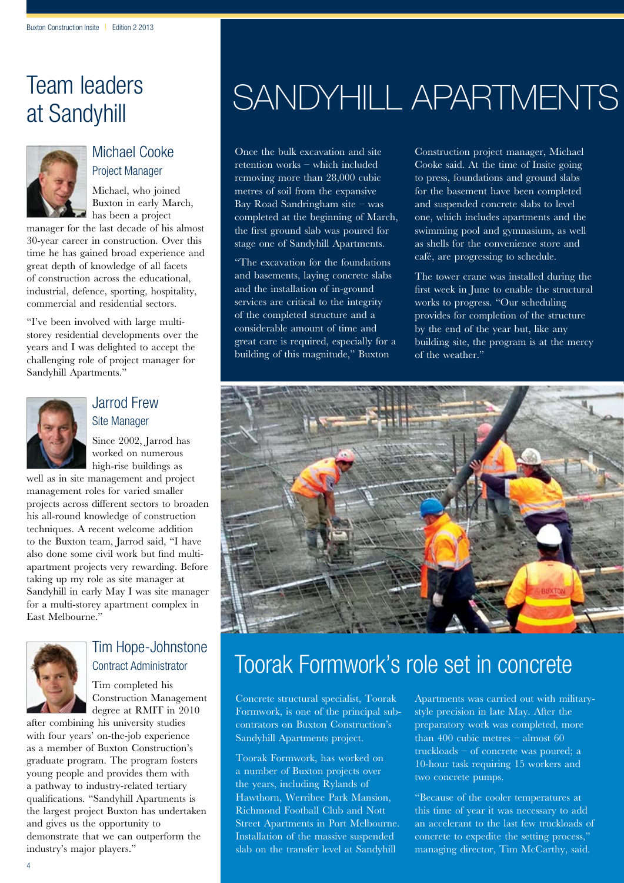# SANDYHILL APARTMENTS

Once the bulk excavation and site retention works – which included removing more than 28,000 cubic metres of soil from the expansive Bay Road Sandringham site – was completed at the beginning of March, the first ground slab was poured for stage one of Sandyhill Apartments.

"The excavation for the foundations and basements, laying concrete slabs and the installation of in-ground services are critical to the integrity of the completed structure and a considerable amount of time and great care is required, especially for a building of this magnitude," Buxton Construction project manager, Michael Cooke said. At the time of Insite going to press, foundations and ground slabs for the basement have been completed and suspended concrete slabs to level one, which includes apartments and the swimming pool and gymnasium, as well as shells for the convenience store and café, are progressing to schedule.

The tower crane was installed during the first week in June to enable the structural works to progress. "Our scheduling provides for completion of the structure by the end of the year but, like any building site, the program is at the mercy of the weather."

## Team leaders at Sandyhill

### Michael Cooke
Project Manager

Michael, who joined Buxton in early March, has been a project manager for the last decade of his almost 30-year career in construction. Over this time he has gained broad experience and great depth of knowledge of all facets of construction across the educational, industrial, defence, sporting, hospitality, commercial and residential sectors.

"I've been involved with large multi-storey residential developments over the years and I was delighted to accept the challenging role of project manager for Sandyhill Apartments."

### Jarrod Frew
Site Manager

Since 2002, Jarrod has worked on numerous high-rise buildings as well as in site management and project management roles for varied smaller projects across different sectors to broaden his all-round knowledge of construction techniques. A recent welcome addition to the Buxton team, Jarrod said, "I have also done some civil work but find multi-apartment projects very rewarding. Before taking up my role as site manager at Sandyhill in early May I was site manager for a multi-storey apartment complex in East Melbourne."

### Tim Hope-Johnstone
Contract Administrator

Tim completed his Construction Management degree at RMIT in 2010 after combining his university studies with four years' on-the-job experience as a member of Buxton Construction's graduate program. The program fosters young people and provides them with a pathway to industry-related tertiary qualifications. "Sandyhill Apartments is the largest project Buxton has undertaken and gives us the opportunity to demonstrate that we can outperform the industry's major players."

## Toorak Formwork's role set in concrete

Concrete structural specialist, Toorak Formwork, is one of the principal sub-contractors on Buxton Construction's Sandyhill Apartments project.

Toorak Formwork, has worked on a number of Buxton projects over the years, including Rylands of Hawthorn, Werribee Park Mansion, Richmond Football Club and Nott Street Apartments in Port Melbourne. Installation of the massive suspended slab on the transfer level at Sandyhill Apartments was carried out with military-style precision in late May. After the preparatory work was completed, more than 400 cubic metres – almost 60 truckloads – of concrete was poured; a 10-hour task requiring 15 workers and two concrete pumps.

"Because of the cooler temperatures at this time of year it was necessary to add an accelerant to the last few truckloads of concrete to expedite the setting process," managing director, Tim McCarthy, said.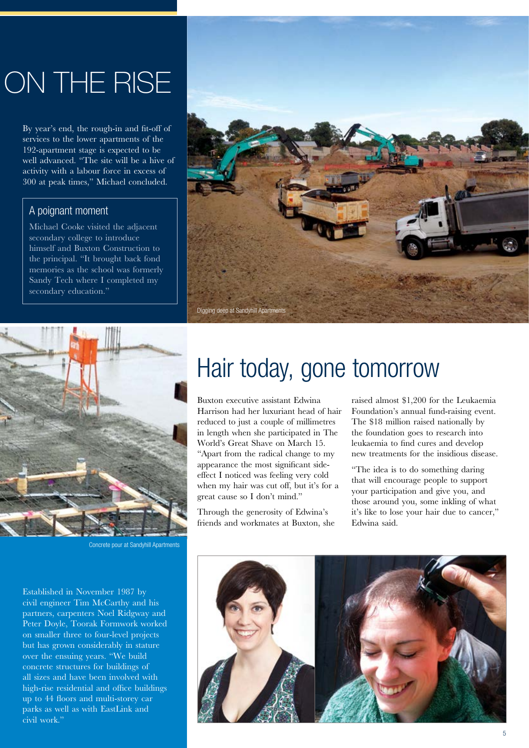# ON THE RISE

By year's end, the rough-in and fit-off of services to the lower apartments of the 192-apartment stage is expected to be well advanced. "The site will be a hive of activity with a labour force in excess of 300 at peak times," Michael concluded.

## A poignant moment

Michael Cooke visited the adjacent secondary college to introduce himself and Buxton Construction to the principal. "It brought back fond memories as the school was formerly Sandy Tech where I completed my secondary education."

Digging deep at Sandyhill Apartments

Concrete pour at Sandyhill Apartments

Established in November 1987 by civil engineer Tim McCarthy and his partners, carpenters Noel Ridgway and Peter Doyle, Toorak Formwork worked on smaller three to four-level projects but has grown considerably in stature over the ensuing years. "We build concrete structures for buildings of all sizes and have been involved with high-rise residential and office buildings up to 44 floors and multi-storey car parks as well as with EastLink and civil work."

# Hair today, gone tomorrow

Buxton executive assistant Edwina Harrison had her luxuriant head of hair reduced to just a couple of millimetres in length when she participated in The World's Great Shave on March 15. "Apart from the radical change to my appearance the most significant side-effect I noticed was feeling very cold when my hair was cut off, but it's for a great cause so I don't mind."

Through the generosity of Edwina's friends and workmates at Buxton, she raised almost $1,200 for the Leukaemia Foundation's annual fund-raising event. The $18 million raised nationally by the foundation goes to research into leukaemia to find cures and develop new treatments for the insidious disease.

"The idea is to do something daring that will encourage people to support your participation and give you, and those around you, some inkling of what it's like to lose your hair due to cancer," Edwina said.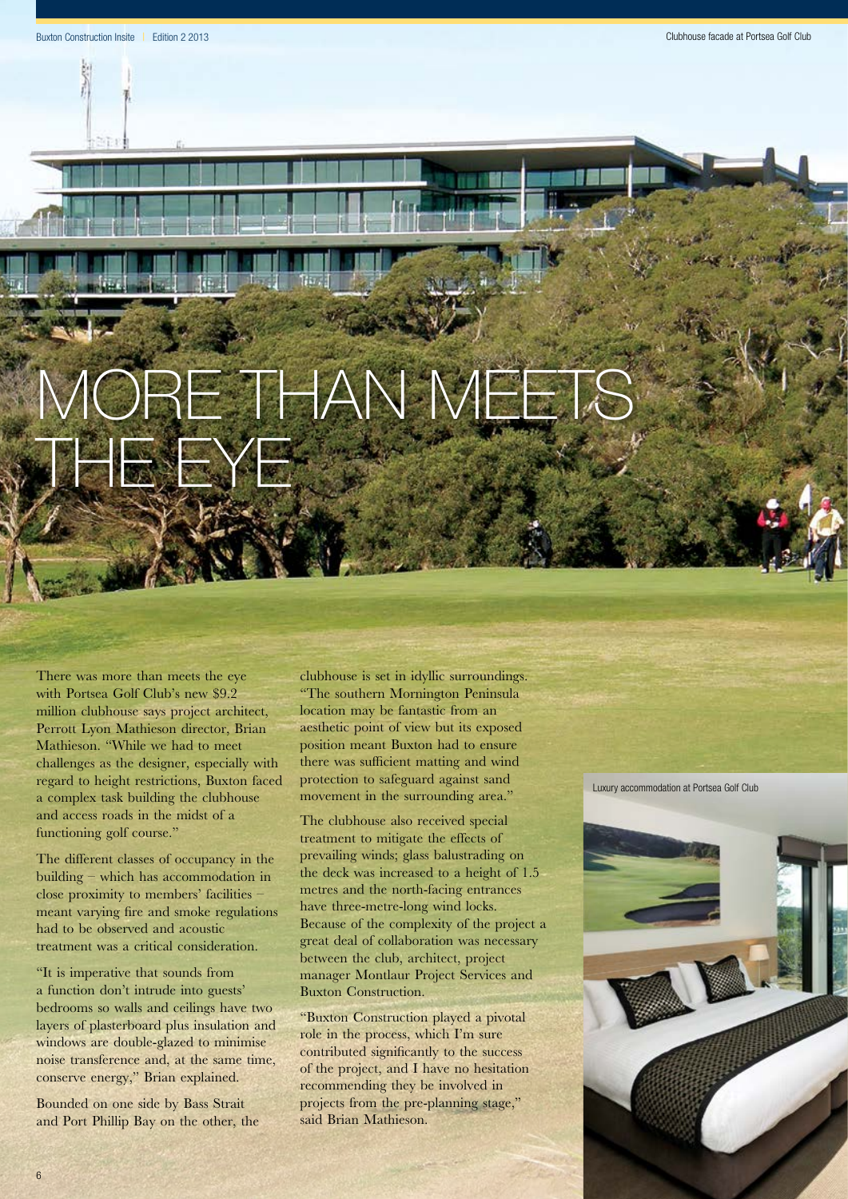# MORE THAN MEETS THE EYE

There was more than meets the eye with Portsea Golf Club's new $9.2 million clubhouse says project architect, Perrott Lyon Mathieson director, Brian Mathieson. "While we had to meet challenges as the designer, especially with regard to height restrictions, Buxton faced a complex task building the clubhouse and access roads in the midst of a functioning golf course."

The different classes of occupancy in the building – which has accommodation in close proximity to members' facilities – meant varying fire and smoke regulations had to be observed and acoustic treatment was a critical consideration.

"It is imperative that sounds from a function don't intrude into guests' bedrooms so walls and ceilings have two layers of plasterboard plus insulation and windows are double-glazed to minimise noise transference and, at the same time, conserve energy," Brian explained.

Bounded on one side by Bass Strait and Port Phillip Bay on the other, the clubhouse is set in idyllic surroundings. "The southern Mornington Peninsula location may be fantastic from an aesthetic point of view but its exposed position meant Buxton had to ensure there was sufficient matting and wind protection to safeguard against sand movement in the surrounding area."

The clubhouse also received special treatment to mitigate the effects of prevailing winds; glass balustrading on the deck was increased to a height of 1.5 metres and the north-facing entrances have three-metre-long wind locks. Because of the complexity of the project a great deal of collaboration was necessary between the club, architect, project manager Montlaur Project Services and Buxton Construction.

"Buxton Construction played a pivotal role in the process, which I'm sure contributed significantly to the success of the project, and I have no hesitation recommending they be involved in projects from the pre-planning stage," said Brian Mathieson.

Clubhouse facade at Portsea Golf Club

Luxury accommodation at Portsea Golf Club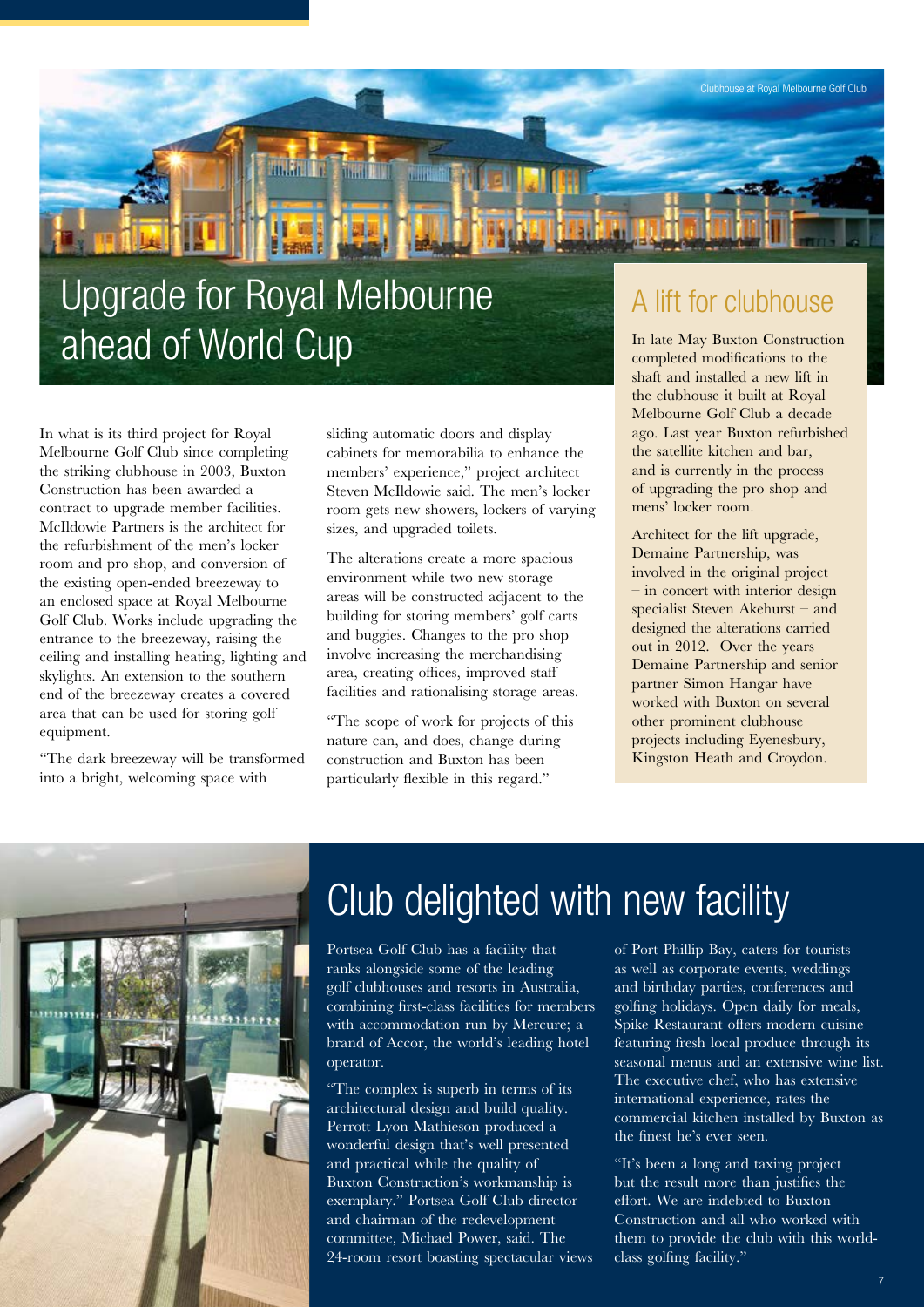Clubhouse at Royal Melbourne Golf Club

# Upgrade for Royal Melbourne ahead of World Cup

In what is its third project for Royal Melbourne Golf Club since completing the striking clubhouse in 2003, Buxton Construction has been awarded a contract to upgrade member facilities. McIldowie Partners is the architect for the refurbishment of the men's locker room and pro shop, and conversion of the existing open-ended breezeway to an enclosed space at Royal Melbourne Golf Club. Works include upgrading the entrance to the breezeway, raising the ceiling and installing heating, lighting and skylights. An extension to the southern end of the breezeway creates a covered area that can be used for storing golf equipment.

"The dark breezeway will be transformed into a bright, welcoming space with sliding automatic doors and display cabinets for memorabilia to enhance the members' experience," project architect Steven McIldowie said. The men's locker room gets new showers, lockers of varying sizes, and upgraded toilets.

The alterations create a more spacious environment while two new storage areas will be constructed adjacent to the building for storing members' golf carts and buggies. Changes to the pro shop involve increasing the merchandising area, creating offices, improved staff facilities and rationalising storage areas.

"The scope of work for projects of this nature can, and does, change during construction and Buxton has been particularly flexible in this regard."

## A lift for clubhouse

In late May Buxton Construction completed modifications to the shaft and installed a new lift in the clubhouse it built at Royal Melbourne Golf Club a decade ago. Last year Buxton refurbished the satellite kitchen and bar, and is currently in the process of upgrading the pro shop and mens' locker room.

Architect for the lift upgrade, Demaine Partnership, was involved in the original project – in concert with interior design specialist Steven Akehurst – and designed the alterations carried out in 2012. Over the years Demaine Partnership and senior partner Simon Hangar have worked with Buxton on several other prominent clubhouse projects including Eyenesbury, Kingston Heath and Croydon.

# Club delighted with new facility

Portsea Golf Club has a facility that ranks alongside some of the leading golf clubhouses and resorts in Australia, combining first-class facilities for members with accommodation run by Mercure; a brand of Accor, the world's leading hotel operator.

"The complex is superb in terms of its architectural design and build quality. Perrott Lyon Mathieson produced a wonderful design that's well presented and practical while the quality of Buxton Construction's workmanship is exemplary." Portsea Golf Club director and chairman of the redevelopment committee, Michael Power, said. The 24-room resort boasting spectacular views of Port Phillip Bay, caters for tourists as well as corporate events, weddings and birthday parties, conferences and golfing holidays. Open daily for meals, Spike Restaurant offers modern cuisine featuring fresh local produce through its seasonal menus and an extensive wine list. The executive chef, who has extensive international experience, rates the commercial kitchen installed by Buxton as the finest he's ever seen.

"It's been a long and taxing project but the result more than justifies the effort. We are indebted to Buxton Construction and all who worked with them to provide the club with this world-class golfing facility."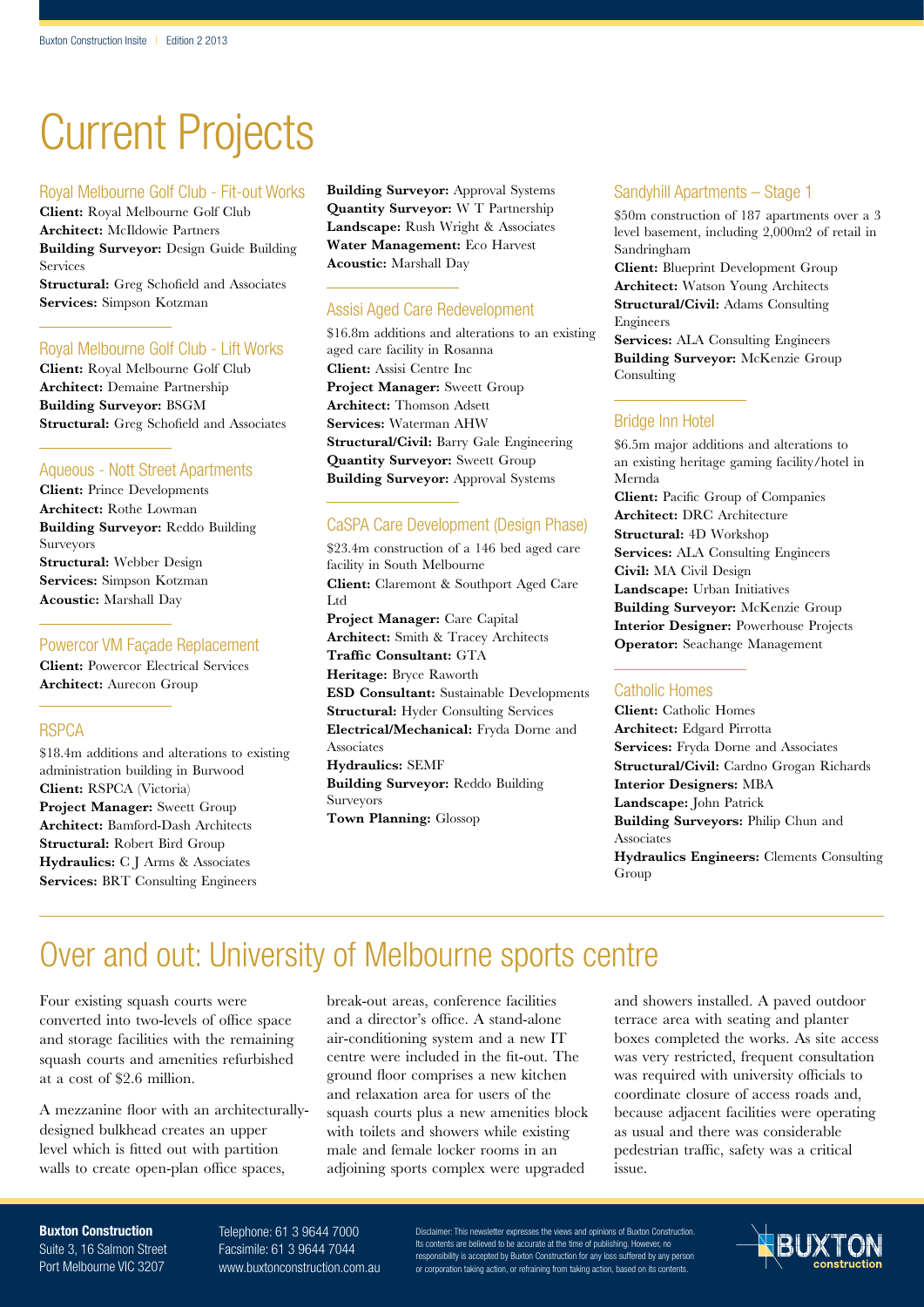# Current Projects

### Royal Melbourne Golf Club - Fit-out Works

**Client:** Royal Melbourne Golf Club
**Architect:** McIldowie Partners
**Building Surveyor:** Design Guide Building Services
**Structural:** Greg Schofield and Associates
**Services:** Simpson Kotzman

### Royal Melbourne Golf Club - Lift Works

**Client:** Royal Melbourne Golf Club
**Architect:** Demaine Partnership
**Building Surveyor:** BSGM
**Structural:** Greg Schofield and Associates

### Aqueous - Nott Street Apartments

**Client:** Prince Developments
**Architect:** Rothe Lowman
**Building Surveyor:** Reddo Building Surveyors
**Structural:** Webber Design
**Services:** Simpson Kotzman
**Acoustic:** Marshall Day

### Powercor VM Façade Replacement

**Client:** Powercor Electrical Services
**Architect:** Aurecon Group

### RSPCA

$18.4m additions and alterations to existing administration building in Burwood
**Client:** RSPCA (Victoria)
**Project Manager:** Sweett Group
**Architect:** Bamford-Dash Architects
**Structural:** Robert Bird Group
**Hydraulics:** C J Arms & Associates
**Services:** BRT Consulting Engineers
**Building Surveyor:** Approval Systems
**Quantity Surveyor:** W T Partnership
**Landscape:** Rush Wright & Associates
**Water Management:** Eco Harvest
**Acoustic:** Marshall Day

### Assisi Aged Care Redevelopment

$16.8m additions and alterations to an existing aged care facility in Rosanna
**Client:** Assisi Centre Inc
**Project Manager:** Sweett Group
**Architect:** Thomson Adsett
**Services:** Waterman AHW
**Structural/Civil:** Barry Gale Engineering
**Quantity Surveyor:** Sweett Group
**Building Surveyor:** Approval Systems

### CaSPA Care Development (Design Phase)

$23.4m construction of a 146 bed aged care facility in South Melbourne
**Client:** Claremont & Southport Aged Care Ltd
**Project Manager:** Care Capital
**Architect:** Smith & Tracey Architects
**Traffic Consultant:** GTA
**Heritage:** Bryce Raworth
**ESD Consultant:** Sustainable Developments
**Structural:** Hyder Consulting Services
**Electrical/Mechanical:** Fryda Dorne and Associates
**Hydraulics:** SEMF
**Building Surveyor:** Reddo Building Surveyors
**Town Planning:** Glossop

### Sandyhill Apartments – Stage 1

$50m construction of 187 apartments over a 3 level basement, including 2,000m2 of retail in Sandringham
**Client:** Blueprint Development Group
**Architect:** Watson Young Architects
**Structural/Civil:** Adams Consulting Engineers
**Services:** ALA Consulting Engineers
**Building Surveyor:** McKenzie Group Consulting

### Bridge Inn Hotel

$6.5m major additions and alterations to an existing heritage gaming facility/hotel in Mernda
**Client:** Pacific Group of Companies
**Architect:** DRC Architecture
**Structural:** 4D Workshop
**Services:** ALA Consulting Engineers
**Civil:** MA Civil Design
**Landscape:** Urban Initiatives
**Building Surveyor:** McKenzie Group
**Interior Designer:** Powerhouse Projects
**Operator:** Seachange Management

### Catholic Homes

**Client:** Catholic Homes
**Architect:** Edgard Pirrotta
**Services:** Fryda Dorne and Associates
**Structural/Civil:** Cardno Grogan Richards
**Interior Designers:** MBA
**Landscape:** John Patrick
**Building Surveyors:** Philip Chun and Associates
**Hydraulics Engineers:** Clements Consulting Group

# Over and out: University of Melbourne sports centre

Four existing squash courts were converted into two-levels of office space and storage facilities with the remaining squash courts and amenities refurbished at a cost of $2.6 million.

A mezzanine floor with an architecturally-designed bulkhead creates an upper level which is fitted out with partition walls to create open-plan office spaces, break-out areas, conference facilities and a director's office. A stand-alone air-conditioning system and a new IT centre were included in the fit-out. The ground floor comprises a new kitchen and relaxation area for users of the squash courts plus a new amenities block with toilets and showers while existing male and female locker rooms in an adjoining sports complex were upgraded and showers installed. A paved outdoor terrace area with seating and planter boxes completed the works. As site access was very restricted, frequent consultation was required with university officials to coordinate closure of access roads and, because adjacent facilities were operating as usual and there was considerable pedestrian traffic, safety was a critical issue.

**Buxton Construction**
Suite 3, 16 Salmon Street
Port Melbourne VIC 3207

Telephone: 61 3 9644 7000
Facsimile: 61 3 9644 7044
www.buxtonconstruction.com.au

Disclaimer: This newsletter expresses the views and opinions of Buxton Construction. Its contents are believed to be accurate at the time of publishing. However, no responsibility is accepted by Buxton Construction for any loss suffered by any person or corporation taking action, or refraining from taking action, based on its contents.